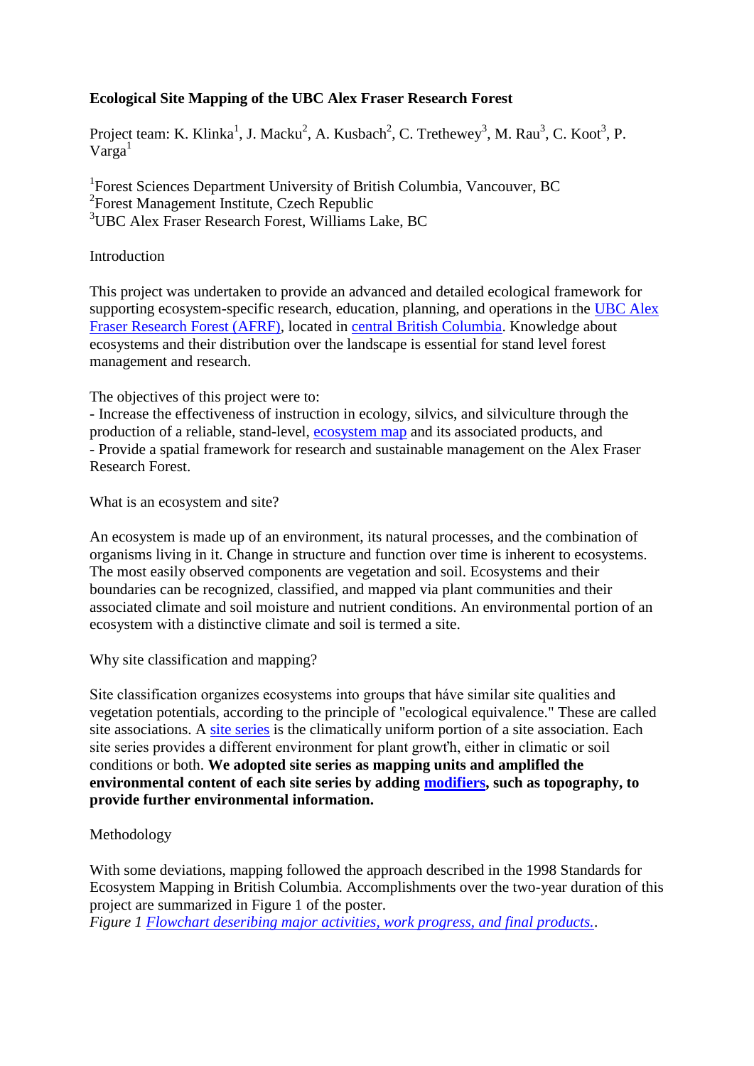# Ecological Site Mapping of the UBC Alex Fraser Research Forest

Project team: K. Klinka[1], J. Macku[2], A. Kusbach[2], C. Trethewey[3], M. Rau[3], C. Koot[3], P. Varga[1]

[1]Forest Sciences Department University of British Columbia, Vancouver, BC
[2]Forest Management Institute, Czech Republic
[3]UBC Alex Fraser Research Forest, Williams Lake, BC

## Introduction

This project was undertaken to provide an advanced and detailed ecological framework for supporting ecosystem-specific research, education, planning, and operations in the UBC Alex Fraser Research Forest (AFRF), located in central British Columbia. Knowledge about ecosystems and their distribution over the landscape is essential for stand level forest management and research.

The objectives of this project were to:
- Increase the effectiveness of instruction in ecology, silvics, and silviculture through the production of a reliable, stand-level, ecosystem map and its associated products, and
- Provide a spatial framework for research and sustainable management on the Alex Fraser Research Forest.

## What is an ecosystem and site?

An ecosystem is made up of an environment, its natural processes, and the combination of organisms living in it. Change in structure and function over time is inherent to ecosystems. The most easily observed components are vegetation and soil. Ecosystems and their boundaries can be recognized, classified, and mapped via plant communities and their associated climate and soil moisture and nutrient conditions. An environmental portion of an ecosystem with a distinctive climate and soil is termed a site.

## Why site classification and mapping?

Site classification organizes ecosystems into groups that háve similar site qualities and vegetation potentials, according to the principle of "ecological equivalence." These are called site associations. A site series is the climatically uniform portion of a site association. Each site series provides a different environment for plant growt'h, either in climatic or soil conditions or both. **We adopted site series as mapping units and amplified the environmental content of each site series by adding modifiers, such as topography, to provide further environmental information.**

## Methodology

With some deviations, mapping followed the approach described in the 1998 Standards for Ecosystem Mapping in British Columbia. Accomplishments over the two-year duration of this project are summarized in Figure 1 of the poster.
*Figure 1 Flowchart deseribing major activities, work progress, and final products.*.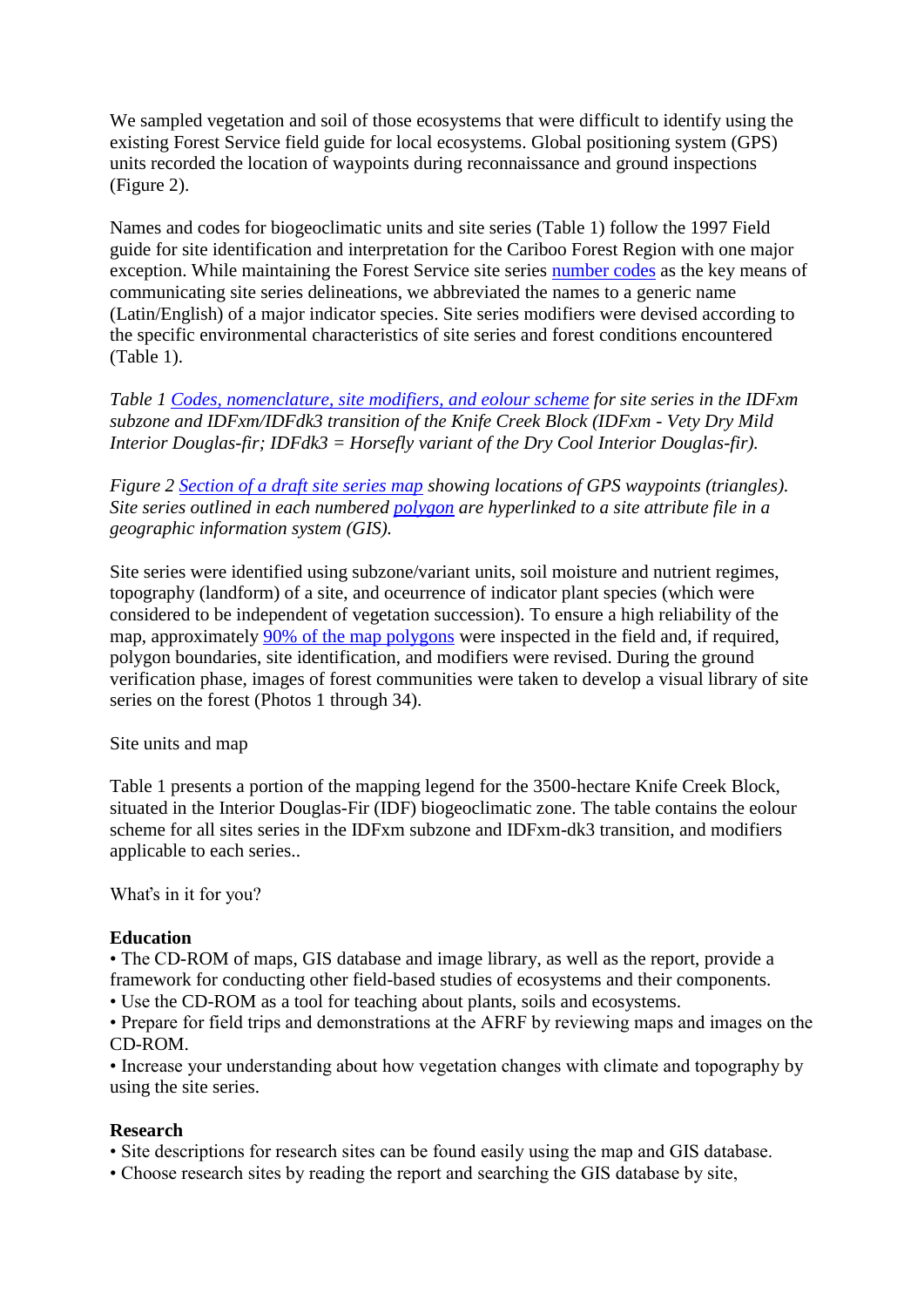We sampled vegetation and soil of those ecosystems that were difficult to identify using the existing Forest Service field guide for local ecosystems. Global positioning system (GPS) units recorded the location of waypoints during reconnaissance and ground inspections (Figure 2).

Names and codes for biogeoclimatic units and site series (Table 1) follow the 1997 Field guide for site identification and interpretation for the Cariboo Forest Region with one major exception. While maintaining the Forest Service site series number codes as the key means of communicating site series delineations, we abbreviated the names to a generic name (Latin/English) of a major indicator species. Site series modifiers were devised according to the specific environmental characteristics of site series and forest conditions encountered (Table 1).

*Table 1 Codes, nomenclature, site modifiers, and eolour scheme for site series in the IDFxm subzone and IDFxm/IDFdk3 transition of the Knife Creek Block (IDFxm - Vety Dry Mild Interior Douglas-fir; IDFdk3 = Horsefly variant of the Dry Cool Interior Douglas-fir).*

*Figure 2 Section of a draft site series map showing locations of GPS waypoints (triangles). Site series outlined in each numbered polygon are hyperlinked to a site attribute file in a geographic information system (GIS).*

Site series were identified using subzone/variant units, soil moisture and nutrient regimes, topography (landform) of a site, and oceurrence of indicator plant species (which were considered to be independent of vegetation succession). To ensure a high reliability of the map, approximately 90% of the map polygons were inspected in the field and, if required, polygon boundaries, site identification, and modifiers were revised. During the ground verification phase, images of forest communities were taken to develop a visual library of site series on the forest (Photos 1 through 34).

Site units and map

Table 1 presents a portion of the mapping legend for the 3500-hectare Knife Creek Block, situated in the Interior Douglas-Fir (IDF) biogeoclimatic zone. The table contains the eolour scheme for all sites series in the IDFxm subzone and IDFxm-dk3 transition, and modifiers applicable to each series..

What's in it for you?

**Education**

- The CD-ROM of maps, GIS database and image library, as well as the report, provide a framework for conducting other field-based studies of ecosystems and their components.
- Use the CD-ROM as a tool for teaching about plants, soils and ecosystems.
- Prepare for field trips and demonstrations at the AFRF by reviewing maps and images on the CD-ROM.
- Increase your understanding about how vegetation changes with climate and topography by using the site series.

**Research**

- Site descriptions for research sites can be found easily using the map and GIS database.
- Choose research sites by reading the report and searching the GIS database by site,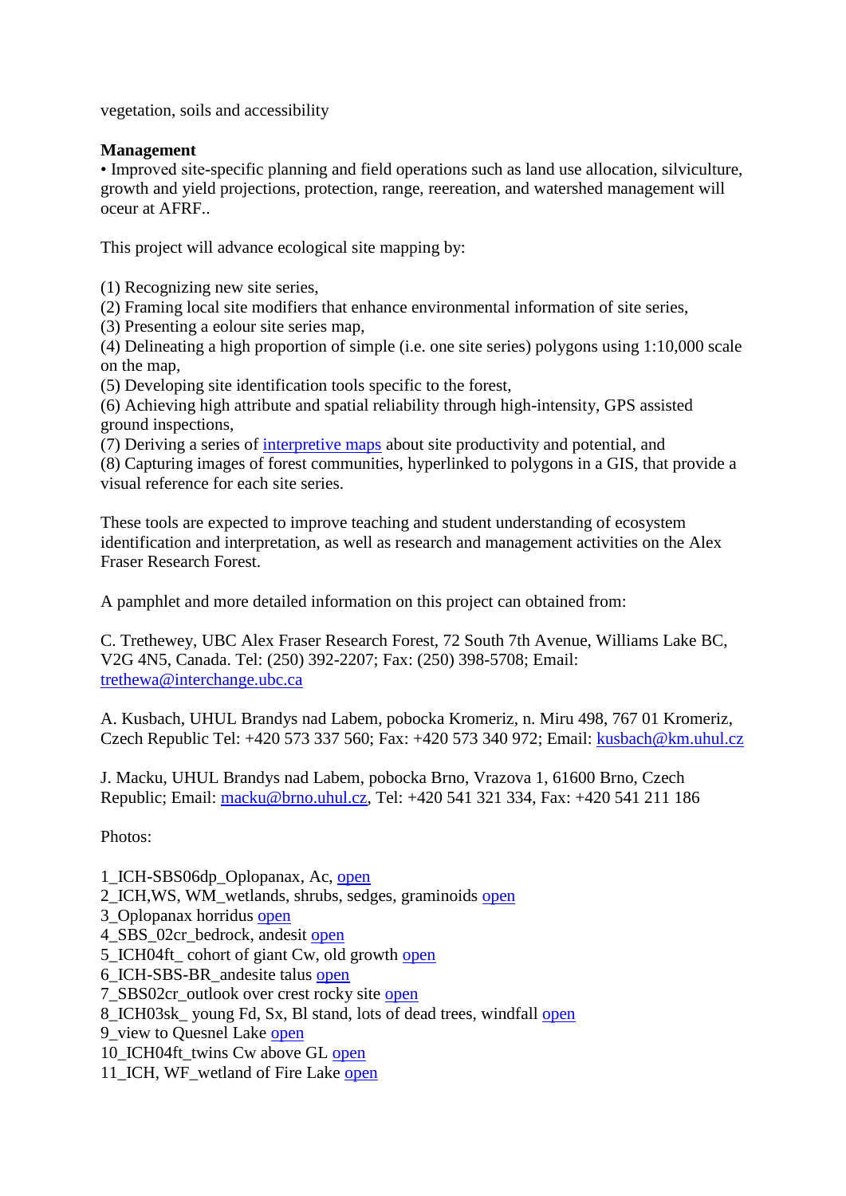vegetation, soils and accessibility

**Management**

• Improved site-specific planning and field operations such as land use allocation, silviculture, growth and yield projections, protection, range, reereation, and watershed management will oceur at AFRF..

This project will advance ecological site mapping by:

(1) Recognizing new site series,
(2) Framing local site modifiers that enhance environmental information of site series,
(3) Presenting a eolour site series map,
(4) Delineating a high proportion of simple (i.e. one site series) polygons using 1:10,000 scale on the map,
(5) Developing site identification tools specific to the forest,
(6) Achieving high attribute and spatial reliability through high-intensity, GPS assisted ground inspections,
(7) Deriving a series of interpretive maps about site productivity and potential, and
(8) Capturing images of forest communities, hyperlinked to polygons in a GIS, that provide a visual reference for each site series.

These tools are expected to improve teaching and student understanding of ecosystem identification and interpretation, as well as research and management activities on the Alex Fraser Research Forest.

A pamphlet and more detailed information on this project can obtained from:

C. Trethewey, UBC Alex Fraser Research Forest, 72 South 7th Avenue, Williams Lake BC, V2G 4N5, Canada. Tel: (250) 392-2207; Fax: (250) 398-5708; Email: trethewa@interchange.ubc.ca

A. Kusbach, UHUL Brandys nad Labem, pobocka Kromeriz, n. Miru 498, 767 01 Kromeriz, Czech Republic Tel: +420 573 337 560; Fax: +420 573 340 972; Email: kusbach@km.uhul.cz

J. Macku, UHUL Brandys nad Labem, pobocka Brno, Vrazova 1, 61600 Brno, Czech Republic; Email: macku@brno.uhul.cz, Tel: +420 541 321 334, Fax: +420 541 211 186

Photos:

1_ICH-SBS06dp_Oplopanax, Ac, open
2_ICH,WS, WM_wetlands, shrubs, sedges, graminoids open
3_Oplopanax horridus open
4_SBS_02cr_bedrock, andesit open
5_ICH04ft_ cohort of giant Cw, old growth open
6_ICH-SBS-BR_andesite talus open
7_SBS02cr_outlook over crest rocky site open
8_ICH03sk_ young Fd, Sx, Bl stand, lots of dead trees, windfall open
9_view to Quesnel Lake open
10_ICH04ft_twins Cw above GL open
11_ICH, WF_wetland of Fire Lake open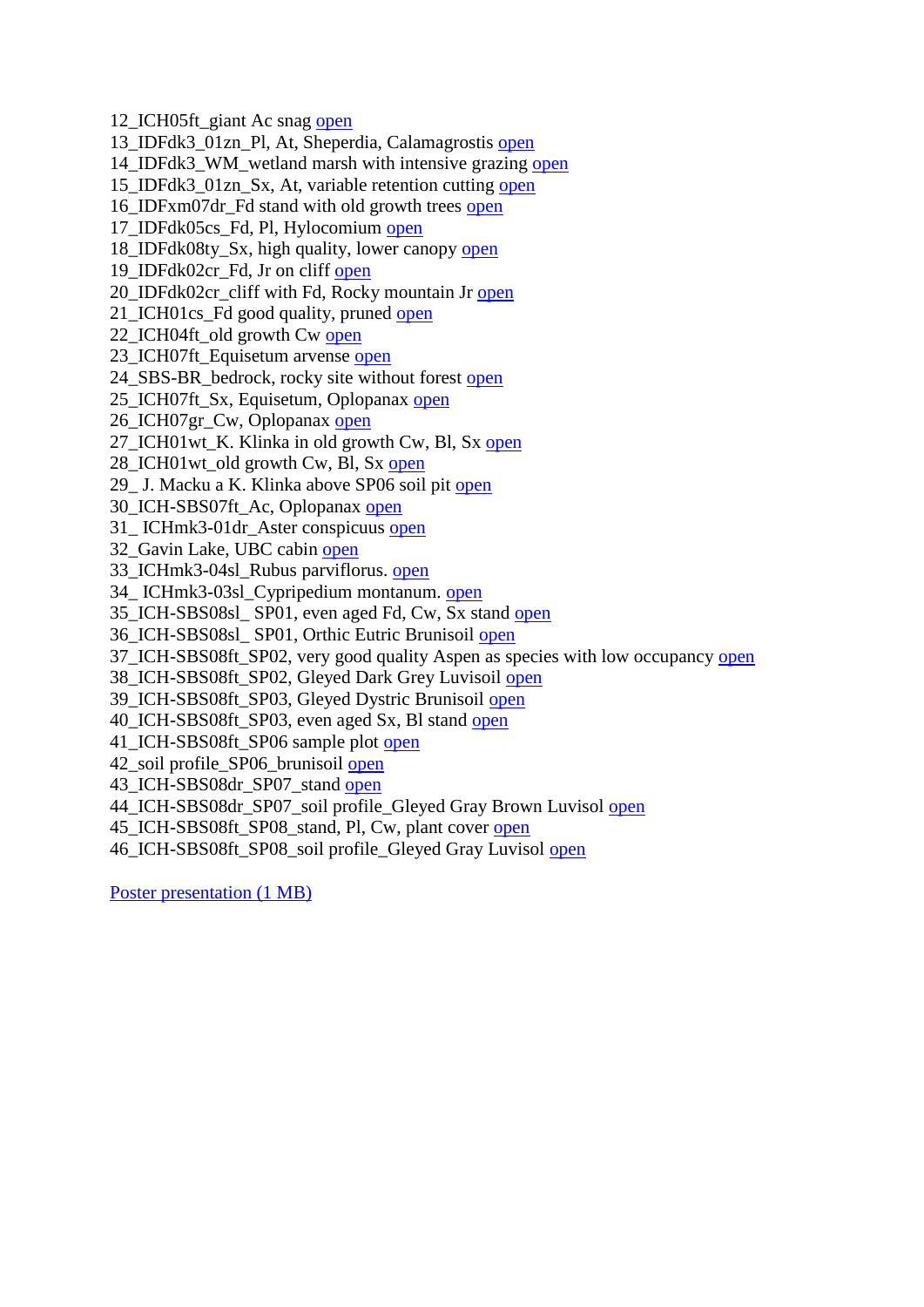12_ICH05ft_giant Ac snag open
13_IDFdk3_01zn_Pl, At, Sheperdia, Calamagrostis open
14_IDFdk3_WM_wetland marsh with intensive grazing open
15_IDFdk3_01zn_Sx, At, variable retention cutting open
16_IDFxm07dr_Fd stand with old growth trees open
17_IDFdk05cs_Fd, Pl, Hylocomium open
18_IDFdk08ty_Sx, high quality, lower canopy open
19_IDFdk02cr_Fd, Jr on cliff open
20_IDFdk02cr_cliff with Fd, Rocky mountain Jr open
21_ICH01cs_Fd good quality, pruned open
22_ICH04ft_old growth Cw open
23_ICH07ft_Equisetum arvense open
24_SBS-BR_bedrock, rocky site without forest open
25_ICH07ft_Sx, Equisetum, Oplopanax open
26_ICH07gr_Cw, Oplopanax open
27_ICH01wt_K. Klinka in old growth Cw, Bl, Sx open
28_ICH01wt_old growth Cw, Bl, Sx open
29_ J. Macku a K. Klinka above SP06 soil pit open
30_ICH-SBS07ft_Ac, Oplopanax open
31_ ICHmk3-01dr_Aster conspicuus open
32_Gavin Lake, UBC cabin open
33_ICHmk3-04sl_Rubus parviflorus. open
34_ ICHmk3-03sl_Cypripedium montanum. open
35_ICH-SBS08sl_ SP01, even aged Fd, Cw, Sx stand open
36_ICH-SBS08sl_ SP01, Orthic Eutric Brunisoil open
37_ICH-SBS08ft_SP02, very good quality Aspen as species with low occupancy open
38_ICH-SBS08ft_SP02, Gleyed Dark Grey Luvisoil open
39_ICH-SBS08ft_SP03, Gleyed Dystric Brunisoil open
40_ICH-SBS08ft_SP03, even aged Sx, Bl stand open
41_ICH-SBS08ft_SP06 sample plot open
42_soil profile_SP06_brunisoil open
43_ICH-SBS08dr_SP07_stand open
44_ICH-SBS08dr_SP07_soil profile_Gleyed Gray Brown Luvisol open
45_ICH-SBS08ft_SP08_stand, Pl, Cw, plant cover open
46_ICH-SBS08ft_SP08_soil profile_Gleyed Gray Luvisol open

Poster presentation (1 MB)